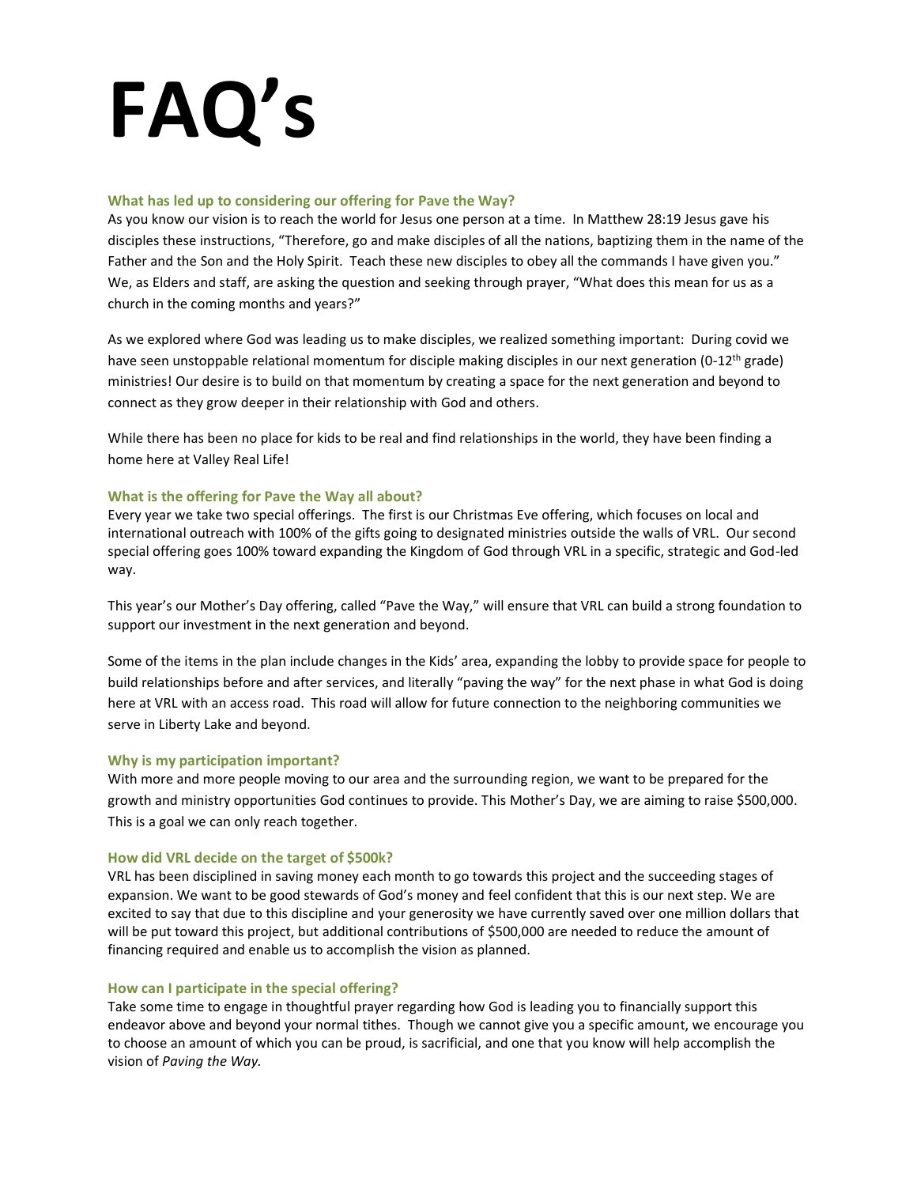# FAQ's

### What has led up to considering our offering for Pave the Way?

As you know our vision is to reach the world for Jesus one person at a time. In Matthew 28:19 Jesus gave his disciples these instructions, "Therefore, go and make disciples of all the nations, baptizing them in the name of the Father and the Son and the Holy Spirit. Teach these new disciples to obey all the commands I have given you." We, as Elders and staff, are asking the question and seeking through prayer, "What does this mean for us as a church in the coming months and years?"

As we explored where God was leading us to make disciples, we realized something important: During covid we have seen unstoppable relational momentum for disciple making disciples in our next generation (0-12th grade) ministries! Our desire is to build on that momentum by creating a space for the next generation and beyond to connect as they grow deeper in their relationship with God and others.

While there has been no place for kids to be real and find relationships in the world, they have been finding a home here at Valley Real Life!

### What is the offering for Pave the Way all about?

Every year we take two special offerings. The first is our Christmas Eve offering, which focuses on local and international outreach with 100% of the gifts going to designated ministries outside the walls of VRL. Our second special offering goes 100% toward expanding the Kingdom of God through VRL in a specific, strategic and God-led way.

This year's our Mother's Day offering, called "Pave the Way," will ensure that VRL can build a strong foundation to support our investment in the next generation and beyond.

Some of the items in the plan include changes in the Kids' area, expanding the lobby to provide space for people to build relationships before and after services, and literally "paving the way" for the next phase in what God is doing here at VRL with an access road. This road will allow for future connection to the neighboring communities we serve in Liberty Lake and beyond.

### Why is my participation important?

With more and more people moving to our area and the surrounding region, we want to be prepared for the growth and ministry opportunities God continues to provide. This Mother's Day, we are aiming to raise $500,000. This is a goal we can only reach together.

### How did VRL decide on the target of $500k?

VRL has been disciplined in saving money each month to go towards this project and the succeeding stages of expansion. We want to be good stewards of God's money and feel confident that this is our next step. We are excited to say that due to this discipline and your generosity we have currently saved over one million dollars that will be put toward this project, but additional contributions of $500,000 are needed to reduce the amount of financing required and enable us to accomplish the vision as planned.

### How can I participate in the special offering?

Take some time to engage in thoughtful prayer regarding how God is leading you to financially support this endeavor above and beyond your normal tithes. Though we cannot give you a specific amount, we encourage you to choose an amount of which you can be proud, is sacrificial, and one that you know will help accomplish the vision of *Paving the Way.*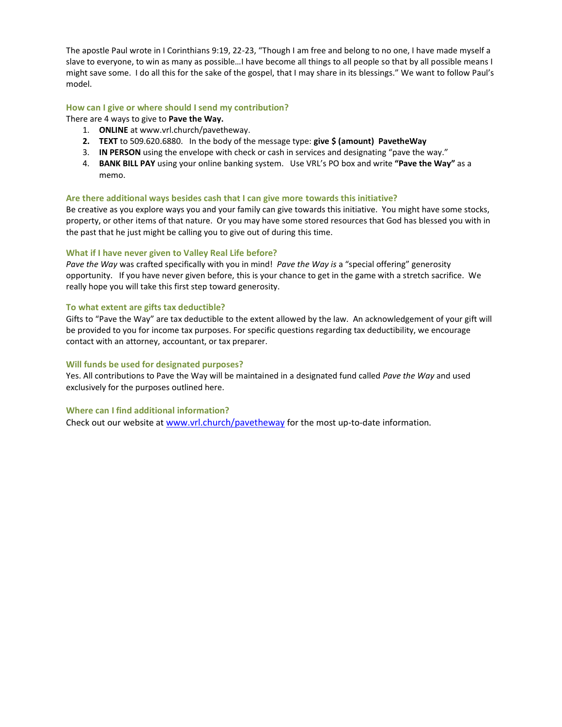The apostle Paul wrote in I Corinthians 9:19, 22-23, "Though I am free and belong to no one, I have made myself a slave to everyone, to win as many as possible…I have become all things to all people so that by all possible means I might save some. I do all this for the sake of the gospel, that I may share in its blessings." We want to follow Paul's model.

### How can I give or where should I send my contribution?

There are 4 ways to give to **Pave the Way.**

1. **ONLINE** at www.vrl.church/pavetheway.
2. **TEXT** to 509.620.6880. In the body of the message type: **give $ (amount) PavetheWay**
3. **IN PERSON** using the envelope with check or cash in services and designating "pave the way."
4. **BANK BILL PAY** using your online banking system. Use VRL's PO box and write **"Pave the Way"** as a memo.

### Are there additional ways besides cash that I can give more towards this initiative?

Be creative as you explore ways you and your family can give towards this initiative. You might have some stocks, property, or other items of that nature. Or you may have some stored resources that God has blessed you with in the past that he just might be calling you to give out of during this time.

### What if I have never given to Valley Real Life before?

*Pave the Way* was crafted specifically with you in mind! *Pave the Way is* a "special offering" generosity opportunity. If you have never given before, this is your chance to get in the game with a stretch sacrifice. We really hope you will take this first step toward generosity.

### To what extent are gifts tax deductible?

Gifts to "Pave the Way" are tax deductible to the extent allowed by the law. An acknowledgement of your gift will be provided to you for income tax purposes. For specific questions regarding tax deductibility, we encourage contact with an attorney, accountant, or tax preparer.

### Will funds be used for designated purposes?

Yes. All contributions to Pave the Way will be maintained in a designated fund called *Pave the Way* and used exclusively for the purposes outlined here.

### Where can I find additional information?

Check out our website at [www.vrl.church/pavetheway](www.vrl.church/pavetheway) for the most up-to-date information.